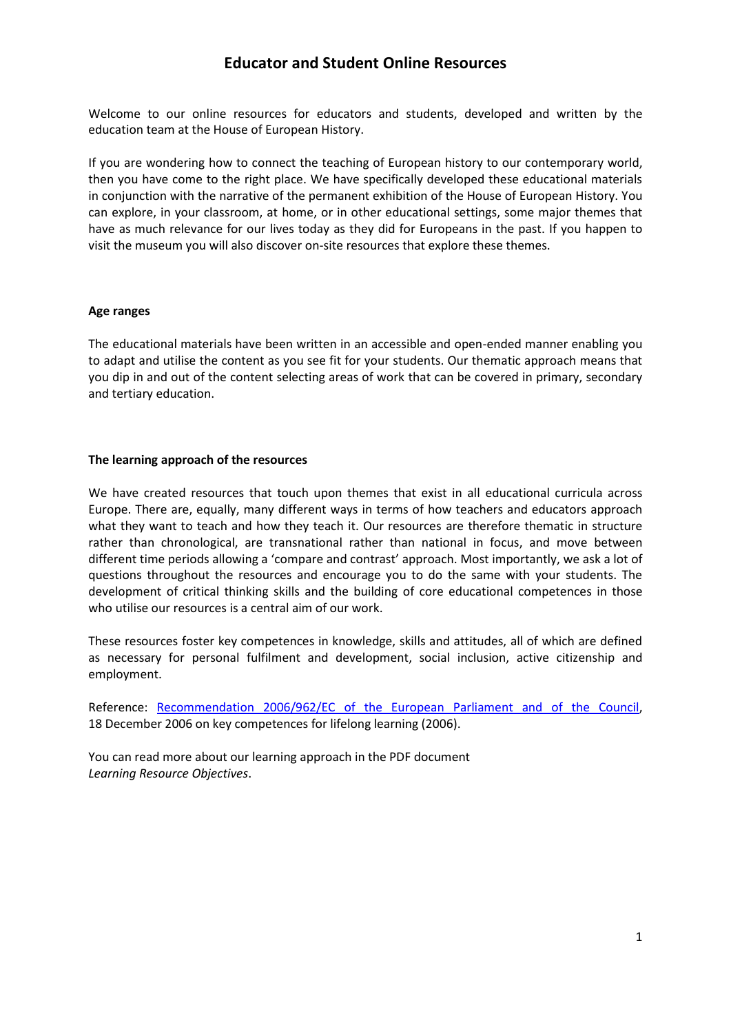# Educator and Student Online Resources

Welcome to our online resources for educators and students, developed and written by the education team at the House of European History.

If you are wondering how to connect the teaching of European history to our contemporary world, then you have come to the right place. We have specifically developed these educational materials in conjunction with the narrative of the permanent exhibition of the House of European History. You can explore, in your classroom, at home, or in other educational settings, some major themes that have as much relevance for our lives today as they did for Europeans in the past. If you happen to visit the museum you will also discover on-site resources that explore these themes.

**Age ranges**

The educational materials have been written in an accessible and open-ended manner enabling you to adapt and utilise the content as you see fit for your students. Our thematic approach means that you dip in and out of the content selecting areas of work that can be covered in primary, secondary and tertiary education.

**The learning approach of the resources**

We have created resources that touch upon themes that exist in all educational curricula across Europe. There are, equally, many different ways in terms of how teachers and educators approach what they want to teach and how they teach it. Our resources are therefore thematic in structure rather than chronological, are transnational rather than national in focus, and move between different time periods allowing a 'compare and contrast' approach. Most importantly, we ask a lot of questions throughout the resources and encourage you to do the same with your students. The development of critical thinking skills and the building of core educational competences in those who utilise our resources is a central aim of our work.

These resources foster key competences in knowledge, skills and attitudes, all of which are defined as necessary for personal fulfilment and development, social inclusion, active citizenship and employment.

Reference: Recommendation 2006/962/EC of the European Parliament and of the Council, 18 December 2006 on key competences for lifelong learning (2006).

You can read more about our learning approach in the PDF document *Learning Resource Objectives*.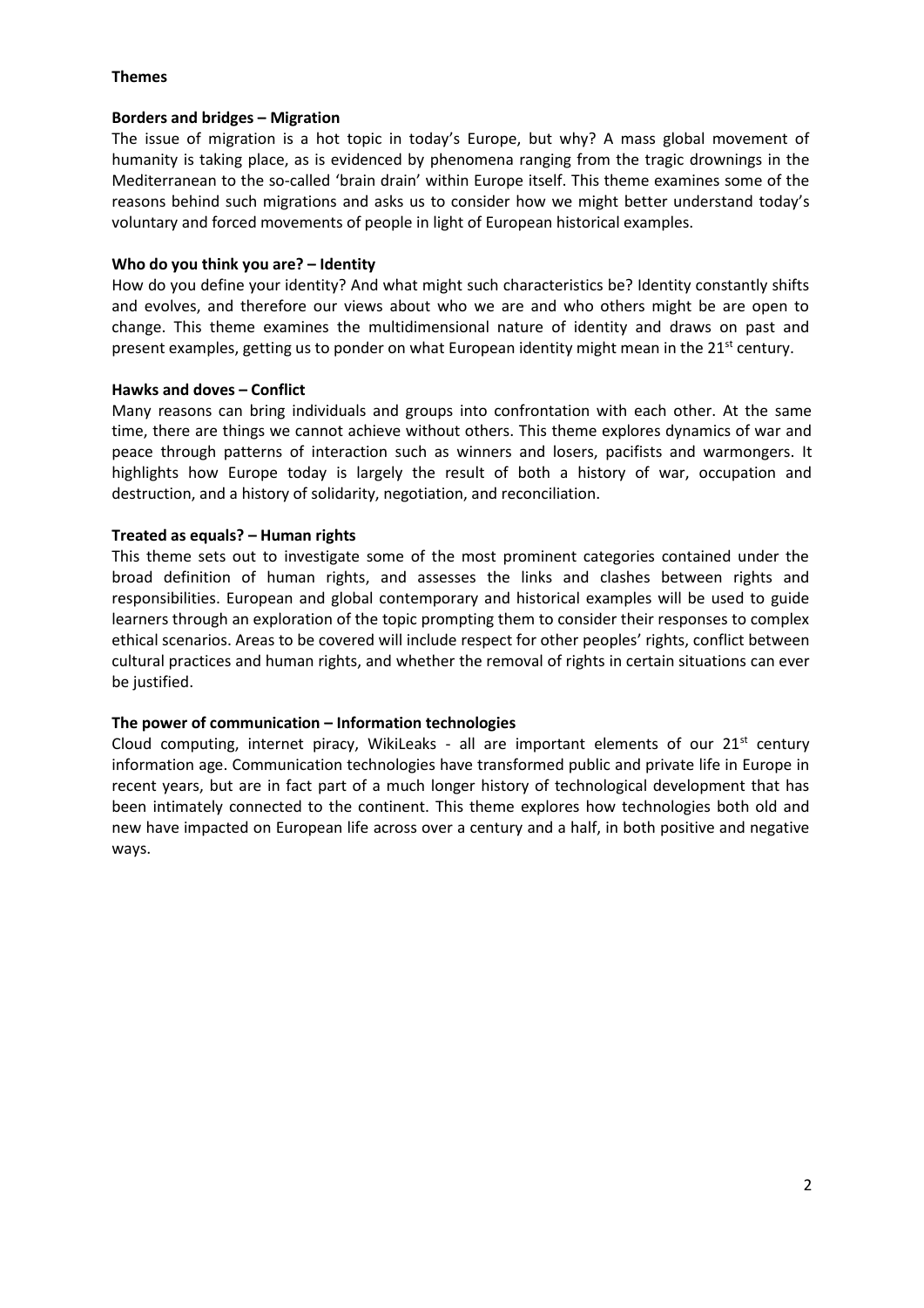## Themes

### Borders and bridges – Migration

The issue of migration is a hot topic in today's Europe, but why? A mass global movement of humanity is taking place, as is evidenced by phenomena ranging from the tragic drownings in the Mediterranean to the so-called 'brain drain' within Europe itself. This theme examines some of the reasons behind such migrations and asks us to consider how we might better understand today's voluntary and forced movements of people in light of European historical examples.

### Who do you think you are? – Identity

How do you define your identity? And what might such characteristics be? Identity constantly shifts and evolves, and therefore our views about who we are and who others might be are open to change. This theme examines the multidimensional nature of identity and draws on past and present examples, getting us to ponder on what European identity might mean in the 21st century.

### Hawks and doves – Conflict

Many reasons can bring individuals and groups into confrontation with each other. At the same time, there are things we cannot achieve without others. This theme explores dynamics of war and peace through patterns of interaction such as winners and losers, pacifists and warmongers. It highlights how Europe today is largely the result of both a history of war, occupation and destruction, and a history of solidarity, negotiation, and reconciliation.

### Treated as equals? – Human rights

This theme sets out to investigate some of the most prominent categories contained under the broad definition of human rights, and assesses the links and clashes between rights and responsibilities. European and global contemporary and historical examples will be used to guide learners through an exploration of the topic prompting them to consider their responses to complex ethical scenarios. Areas to be covered will include respect for other peoples' rights, conflict between cultural practices and human rights, and whether the removal of rights in certain situations can ever be justified.

### The power of communication – Information technologies

Cloud computing, internet piracy, WikiLeaks - all are important elements of our 21st century information age. Communication technologies have transformed public and private life in Europe in recent years, but are in fact part of a much longer history of technological development that has been intimately connected to the continent. This theme explores how technologies both old and new have impacted on European life across over a century and a half, in both positive and negative ways.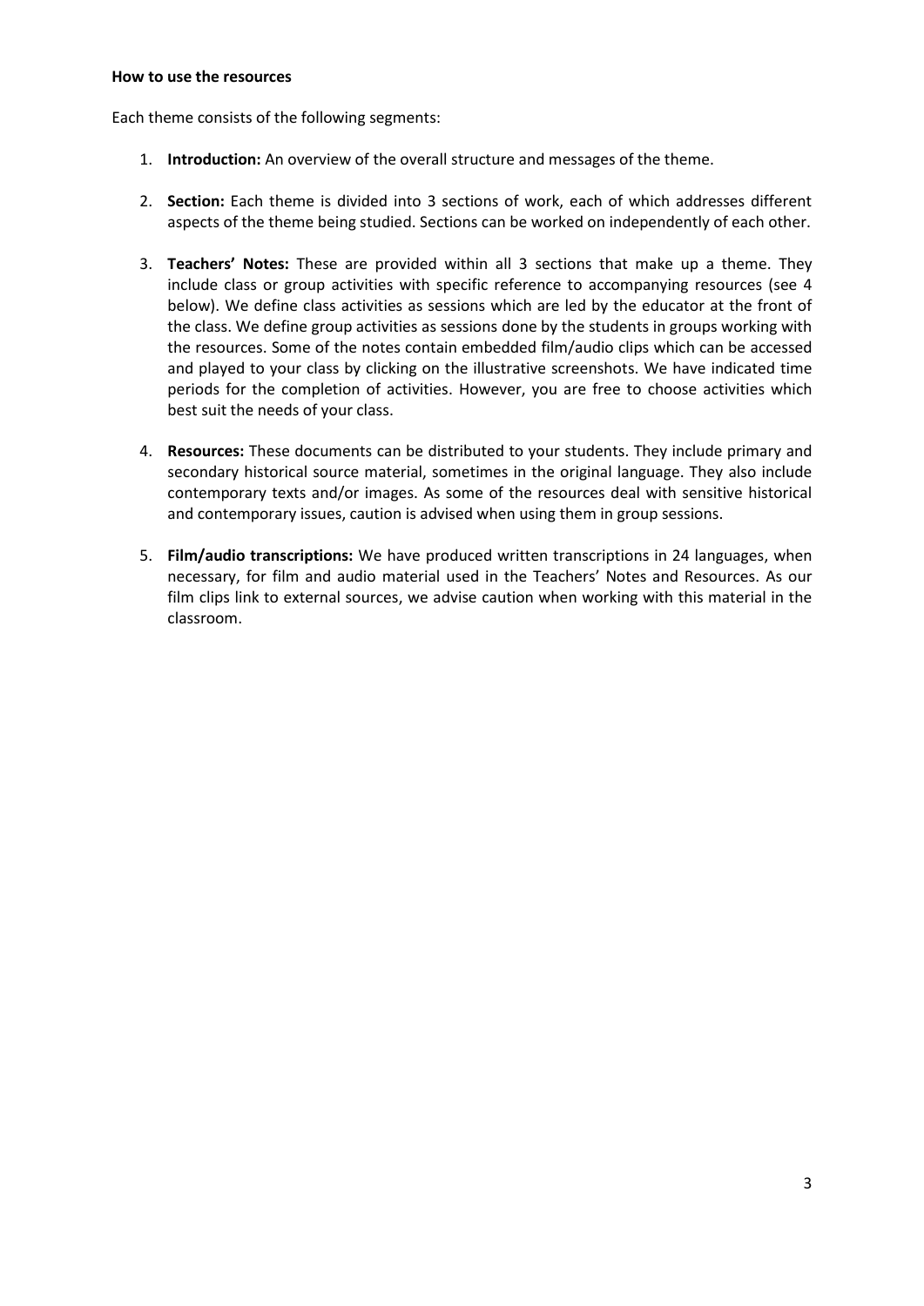**How to use the resources**

Each theme consists of the following segments:

1. **Introduction:** An overview of the overall structure and messages of the theme.

2. **Section:** Each theme is divided into 3 sections of work, each of which addresses different aspects of the theme being studied. Sections can be worked on independently of each other.

3. **Teachers' Notes:** These are provided within all 3 sections that make up a theme. They include class or group activities with specific reference to accompanying resources (see 4 below). We define class activities as sessions which are led by the educator at the front of the class. We define group activities as sessions done by the students in groups working with the resources. Some of the notes contain embedded film/audio clips which can be accessed and played to your class by clicking on the illustrative screenshots. We have indicated time periods for the completion of activities. However, you are free to choose activities which best suit the needs of your class.

4. **Resources:** These documents can be distributed to your students. They include primary and secondary historical source material, sometimes in the original language. They also include contemporary texts and/or images. As some of the resources deal with sensitive historical and contemporary issues, caution is advised when using them in group sessions.

5. **Film/audio transcriptions:** We have produced written transcriptions in 24 languages, when necessary, for film and audio material used in the Teachers' Notes and Resources. As our film clips link to external sources, we advise caution when working with this material in the classroom.